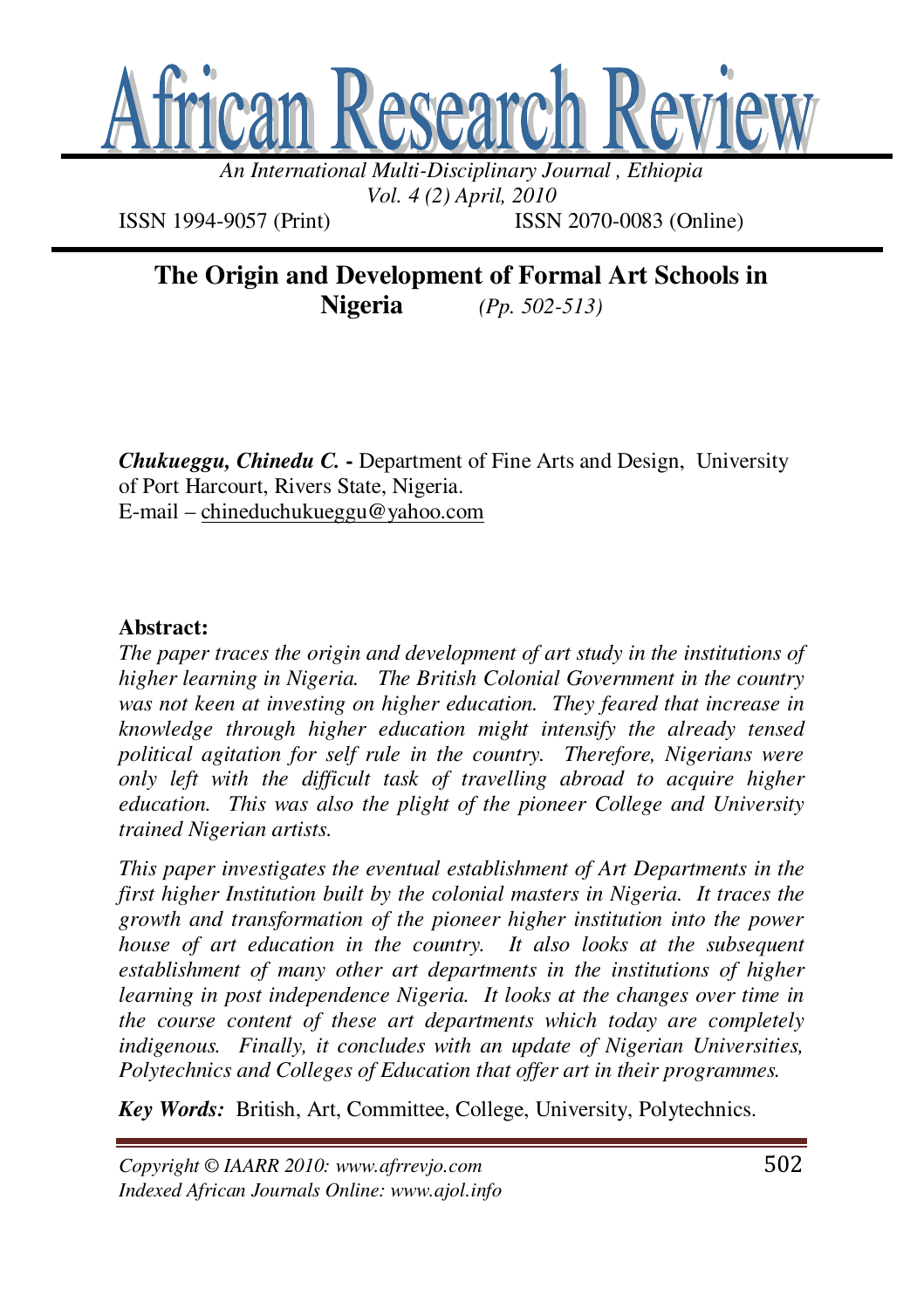# African Research Review

*An International Multi-Disciplinary Journal, Ethiopia*
*Vol. 4 (2) April, 2010*

ISSN 1994-9057 (Print) ISSN 2070-0083 (Online)

## The Origin and Development of Formal Art Schools in Nigeria *(Pp. 502-513)*

***Chukueggu, Chinedu C.*** **-** Department of Fine Arts and Design, University of Port Harcourt, Rivers State, Nigeria.
E-mail – chineduchukueggu@yahoo.com

**Abstract:**

*The paper traces the origin and development of art study in the institutions of higher learning in Nigeria. The British Colonial Government in the country was not keen at investing on higher education. They feared that increase in knowledge through higher education might intensify the already tensed political agitation for self rule in the country. Therefore, Nigerians were only left with the difficult task of travelling abroad to acquire higher education. This was also the plight of the pioneer College and University trained Nigerian artists.*

*This paper investigates the eventual establishment of Art Departments in the first higher Institution built by the colonial masters in Nigeria. It traces the growth and transformation of the pioneer higher institution into the power house of art education in the country. It also looks at the subsequent establishment of many other art departments in the institutions of higher learning in post independence Nigeria. It looks at the changes over time in the course content of these art departments which today are completely indigenous. Finally, it concludes with an update of Nigerian Universities, Polytechnics and Colleges of Education that offer art in their programmes.*

***Key Words:*** British, Art, Committee, College, University, Polytechnics.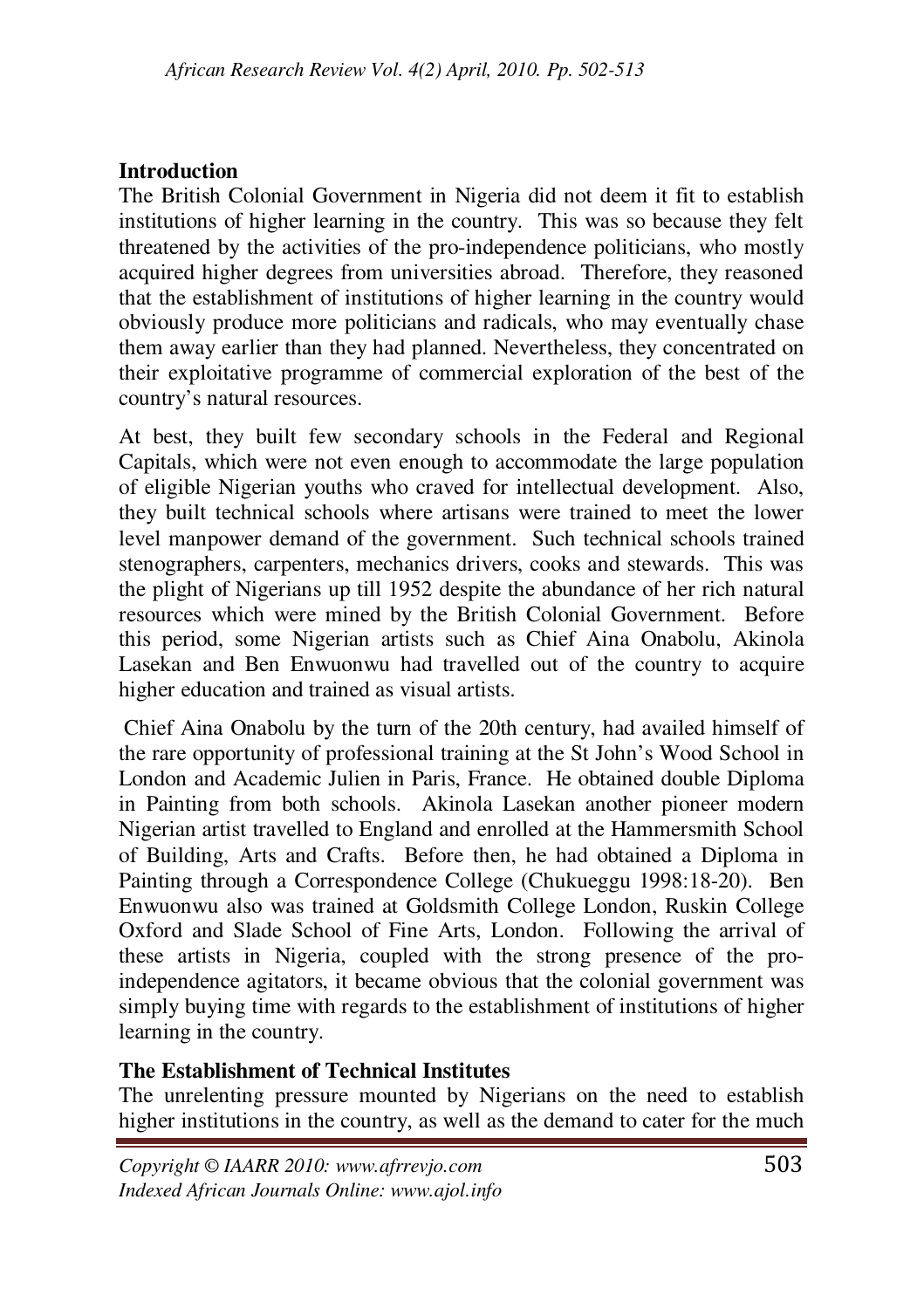## Introduction

The British Colonial Government in Nigeria did not deem it fit to establish institutions of higher learning in the country. This was so because they felt threatened by the activities of the pro-independence politicians, who mostly acquired higher degrees from universities abroad. Therefore, they reasoned that the establishment of institutions of higher learning in the country would obviously produce more politicians and radicals, who may eventually chase them away earlier than they had planned. Nevertheless, they concentrated on their exploitative programme of commercial exploration of the best of the country's natural resources.

At best, they built few secondary schools in the Federal and Regional Capitals, which were not even enough to accommodate the large population of eligible Nigerian youths who craved for intellectual development. Also, they built technical schools where artisans were trained to meet the lower level manpower demand of the government. Such technical schools trained stenographers, carpenters, mechanics drivers, cooks and stewards. This was the plight of Nigerians up till 1952 despite the abundance of her rich natural resources which were mined by the British Colonial Government. Before this period, some Nigerian artists such as Chief Aina Onabolu, Akinola Lasekan and Ben Enwuonwu had travelled out of the country to acquire higher education and trained as visual artists.

Chief Aina Onabolu by the turn of the 20th century, had availed himself of the rare opportunity of professional training at the St John's Wood School in London and Academic Julien in Paris, France. He obtained double Diploma in Painting from both schools. Akinola Lasekan another pioneer modern Nigerian artist travelled to England and enrolled at the Hammersmith School of Building, Arts and Crafts. Before then, he had obtained a Diploma in Painting through a Correspondence College (Chukueggu 1998:18-20). Ben Enwuonwu also was trained at Goldsmith College London, Ruskin College Oxford and Slade School of Fine Arts, London. Following the arrival of these artists in Nigeria, coupled with the strong presence of the pro-independence agitators, it became obvious that the colonial government was simply buying time with regards to the establishment of institutions of higher learning in the country.

## The Establishment of Technical Institutes

The unrelenting pressure mounted by Nigerians on the need to establish higher institutions in the country, as well as the demand to cater for the much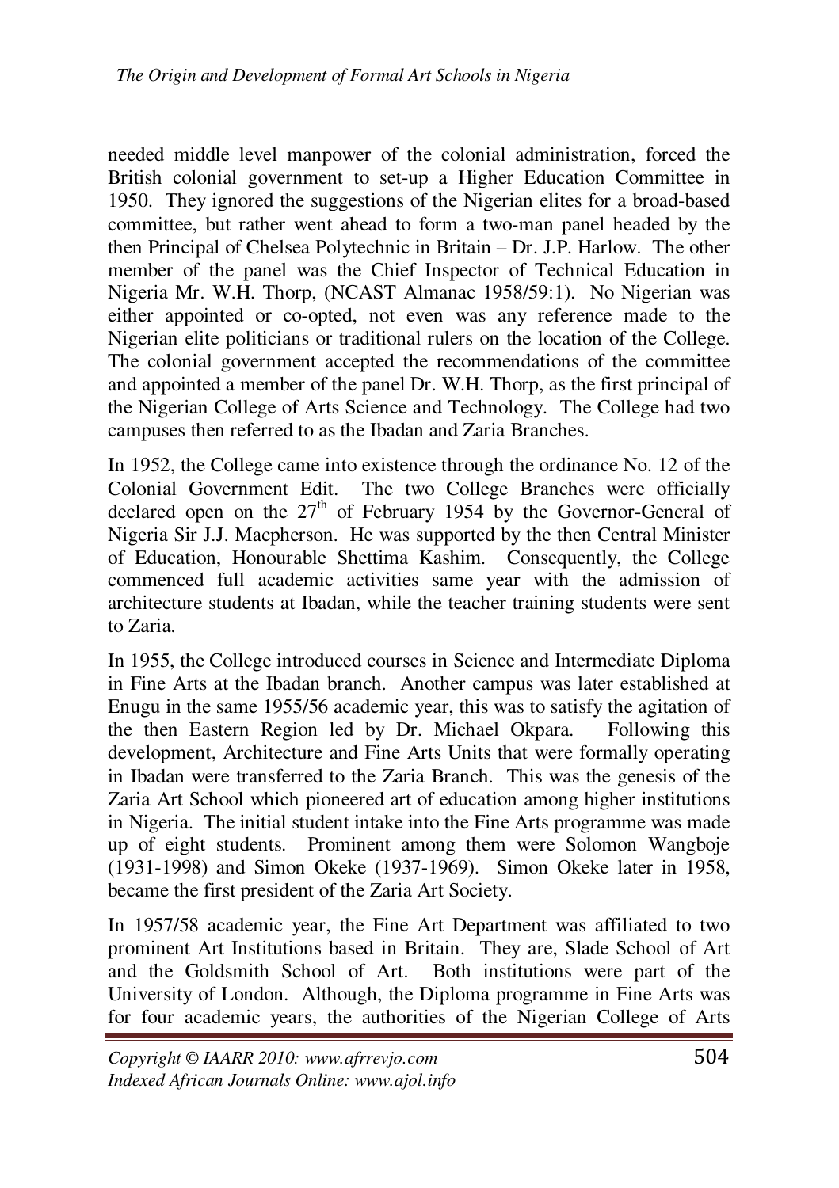needed middle level manpower of the colonial administration, forced the British colonial government to set-up a Higher Education Committee in 1950. They ignored the suggestions of the Nigerian elites for a broad-based committee, but rather went ahead to form a two-man panel headed by the then Principal of Chelsea Polytechnic in Britain – Dr. J.P. Harlow. The other member of the panel was the Chief Inspector of Technical Education in Nigeria Mr. W.H. Thorp, (NCAST Almanac 1958/59:1). No Nigerian was either appointed or co-opted, not even was any reference made to the Nigerian elite politicians or traditional rulers on the location of the College. The colonial government accepted the recommendations of the committee and appointed a member of the panel Dr. W.H. Thorp, as the first principal of the Nigerian College of Arts Science and Technology. The College had two campuses then referred to as the Ibadan and Zaria Branches.

In 1952, the College came into existence through the ordinance No. 12 of the Colonial Government Edit. The two College Branches were officially declared open on the 27th of February 1954 by the Governor-General of Nigeria Sir J.J. Macpherson. He was supported by the then Central Minister of Education, Honourable Shettima Kashim. Consequently, the College commenced full academic activities same year with the admission of architecture students at Ibadan, while the teacher training students were sent to Zaria.

In 1955, the College introduced courses in Science and Intermediate Diploma in Fine Arts at the Ibadan branch. Another campus was later established at Enugu in the same 1955/56 academic year, this was to satisfy the agitation of the then Eastern Region led by Dr. Michael Okpara. Following this development, Architecture and Fine Arts Units that were formally operating in Ibadan were transferred to the Zaria Branch. This was the genesis of the Zaria Art School which pioneered art of education among higher institutions in Nigeria. The initial student intake into the Fine Arts programme was made up of eight students. Prominent among them were Solomon Wangboje (1931-1998) and Simon Okeke (1937-1969). Simon Okeke later in 1958, became the first president of the Zaria Art Society.

In 1957/58 academic year, the Fine Art Department was affiliated to two prominent Art Institutions based in Britain. They are, Slade School of Art and the Goldsmith School of Art. Both institutions were part of the University of London. Although, the Diploma programme in Fine Arts was for four academic years, the authorities of the Nigerian College of Arts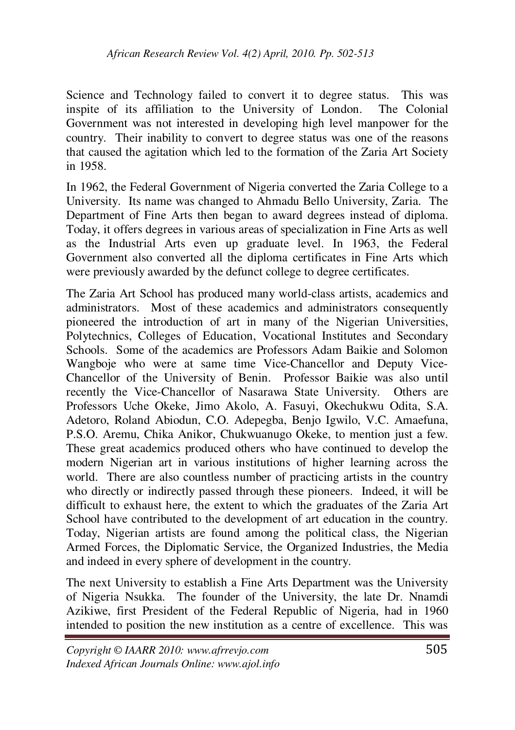Science and Technology failed to convert it to degree status. This was inspite of its affiliation to the University of London. The Colonial Government was not interested in developing high level manpower for the country. Their inability to convert to degree status was one of the reasons that caused the agitation which led to the formation of the Zaria Art Society in 1958.

In 1962, the Federal Government of Nigeria converted the Zaria College to a University. Its name was changed to Ahmadu Bello University, Zaria. The Department of Fine Arts then began to award degrees instead of diploma. Today, it offers degrees in various areas of specialization in Fine Arts as well as the Industrial Arts even up graduate level. In 1963, the Federal Government also converted all the diploma certificates in Fine Arts which were previously awarded by the defunct college to degree certificates.

The Zaria Art School has produced many world-class artists, academics and administrators. Most of these academics and administrators consequently pioneered the introduction of art in many of the Nigerian Universities, Polytechnics, Colleges of Education, Vocational Institutes and Secondary Schools. Some of the academics are Professors Adam Baikie and Solomon Wangboje who were at same time Vice-Chancellor and Deputy Vice-Chancellor of the University of Benin. Professor Baikie was also until recently the Vice-Chancellor of Nasarawa State University. Others are Professors Uche Okeke, Jimo Akolo, A. Fasuyi, Okechukwu Odita, S.A. Adetoro, Roland Abiodun, C.O. Adepegba, Benjo Igwilo, V.C. Amaefuna, P.S.O. Aremu, Chika Anikor, Chukwuanugo Okeke, to mention just a few. These great academics produced others who have continued to develop the modern Nigerian art in various institutions of higher learning across the world. There are also countless number of practicing artists in the country who directly or indirectly passed through these pioneers. Indeed, it will be difficult to exhaust here, the extent to which the graduates of the Zaria Art School have contributed to the development of art education in the country. Today, Nigerian artists are found among the political class, the Nigerian Armed Forces, the Diplomatic Service, the Organized Industries, the Media and indeed in every sphere of development in the country.

The next University to establish a Fine Arts Department was the University of Nigeria Nsukka. The founder of the University, the late Dr. Nnamdi Azikiwe, first President of the Federal Republic of Nigeria, had in 1960 intended to position the new institution as a centre of excellence. This was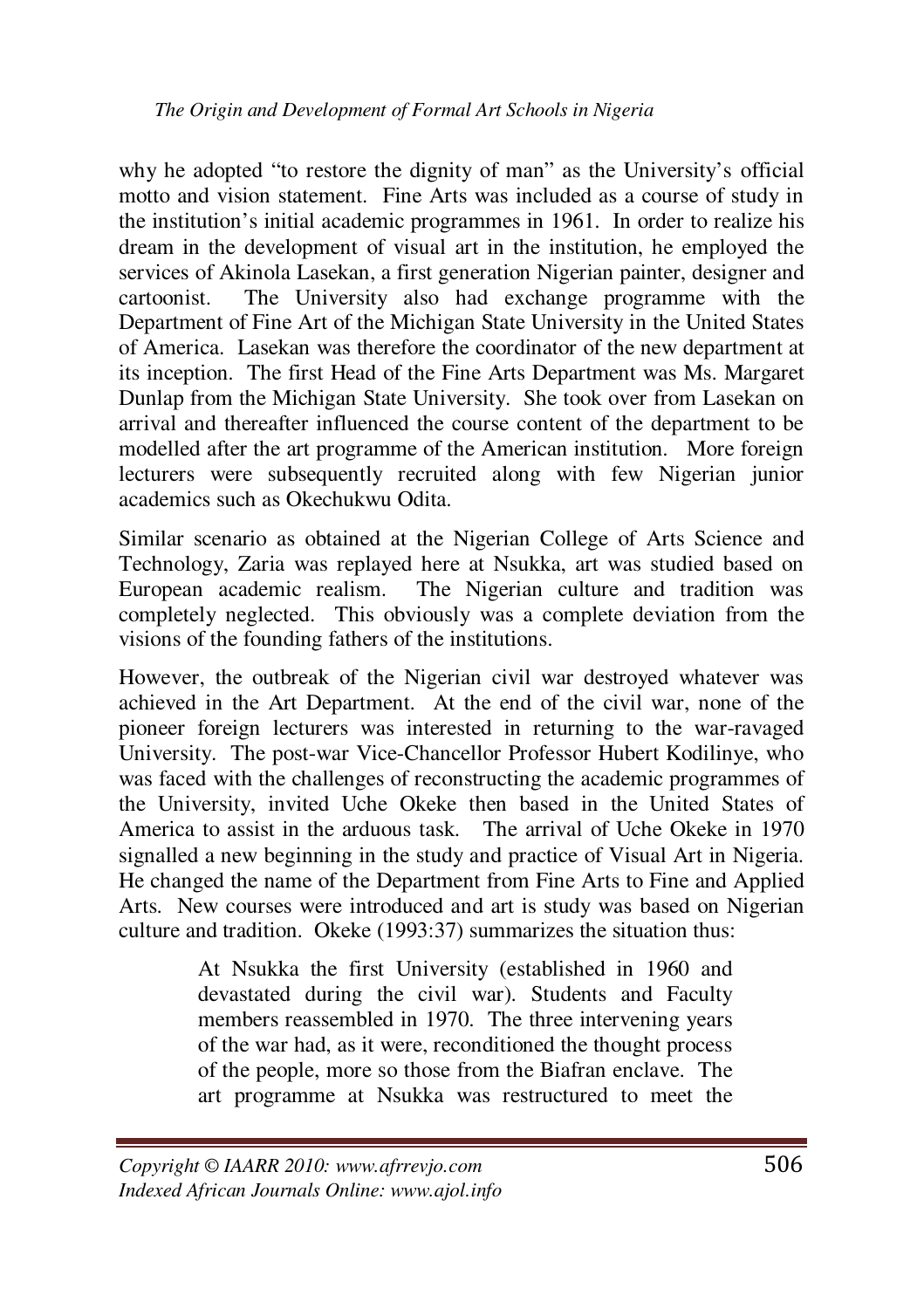why he adopted "to restore the dignity of man" as the University's official motto and vision statement. Fine Arts was included as a course of study in the institution's initial academic programmes in 1961. In order to realize his dream in the development of visual art in the institution, he employed the services of Akinola Lasekan, a first generation Nigerian painter, designer and cartoonist. The University also had exchange programme with the Department of Fine Art of the Michigan State University in the United States of America. Lasekan was therefore the coordinator of the new department at its inception. The first Head of the Fine Arts Department was Ms. Margaret Dunlap from the Michigan State University. She took over from Lasekan on arrival and thereafter influenced the course content of the department to be modelled after the art programme of the American institution. More foreign lecturers were subsequently recruited along with few Nigerian junior academics such as Okechukwu Odita.

Similar scenario as obtained at the Nigerian College of Arts Science and Technology, Zaria was replayed here at Nsukka, art was studied based on European academic realism. The Nigerian culture and tradition was completely neglected. This obviously was a complete deviation from the visions of the founding fathers of the institutions.

However, the outbreak of the Nigerian civil war destroyed whatever was achieved in the Art Department. At the end of the civil war, none of the pioneer foreign lecturers was interested in returning to the war-ravaged University. The post-war Vice-Chancellor Professor Hubert Kodilinye, who was faced with the challenges of reconstructing the academic programmes of the University, invited Uche Okeke then based in the United States of America to assist in the arduous task. The arrival of Uche Okeke in 1970 signalled a new beginning in the study and practice of Visual Art in Nigeria. He changed the name of the Department from Fine Arts to Fine and Applied Arts. New courses were introduced and art is study was based on Nigerian culture and tradition. Okeke (1993:37) summarizes the situation thus:

> At Nsukka the first University (established in 1960 and devastated during the civil war). Students and Faculty members reassembled in 1970. The three intervening years of the war had, as it were, reconditioned the thought process of the people, more so those from the Biafran enclave. The art programme at Nsukka was restructured to meet the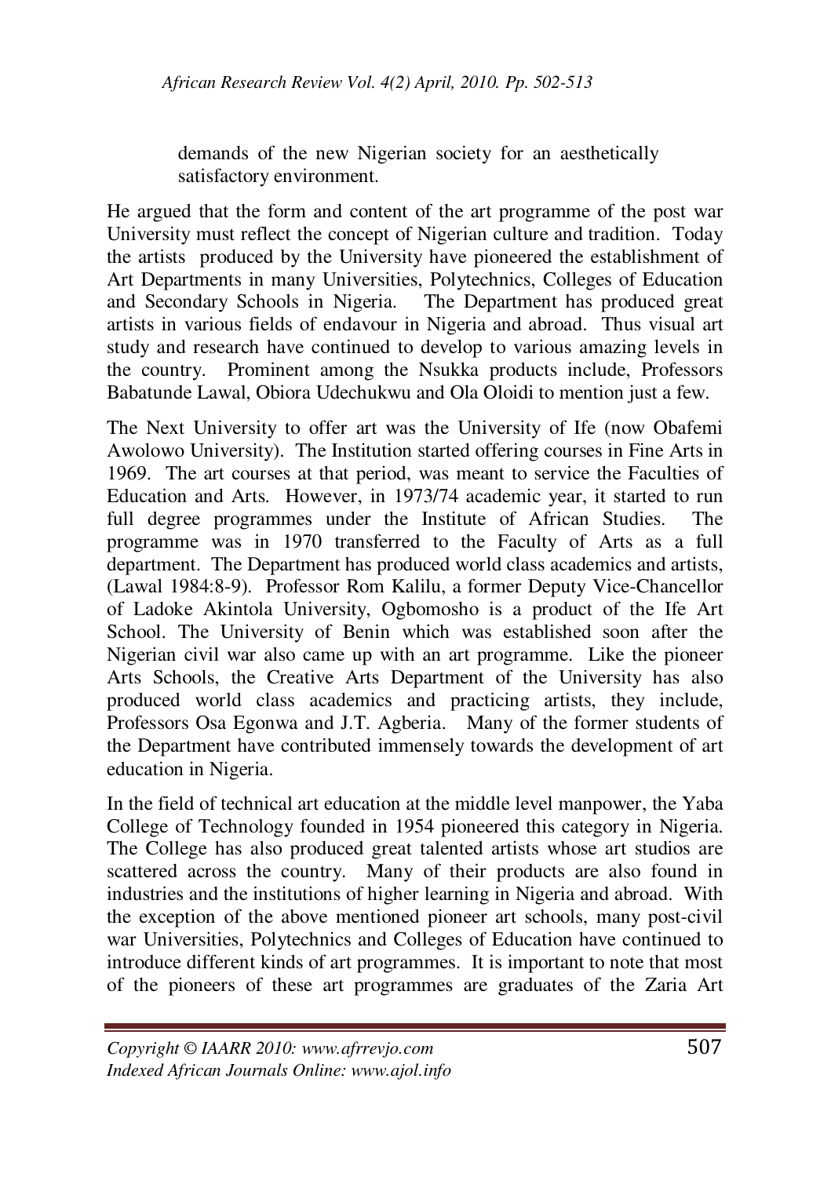demands of the new Nigerian society for an aesthetically satisfactory environment.

He argued that the form and content of the art programme of the post war University must reflect the concept of Nigerian culture and tradition. Today the artists produced by the University have pioneered the establishment of Art Departments in many Universities, Polytechnics, Colleges of Education and Secondary Schools in Nigeria. The Department has produced great artists in various fields of endavour in Nigeria and abroad. Thus visual art study and research have continued to develop to various amazing levels in the country. Prominent among the Nsukka products include, Professors Babatunde Lawal, Obiora Udechukwu and Ola Oloidi to mention just a few.

The Next University to offer art was the University of Ife (now Obafemi Awolowo University). The Institution started offering courses in Fine Arts in 1969. The art courses at that period, was meant to service the Faculties of Education and Arts. However, in 1973/74 academic year, it started to run full degree programmes under the Institute of African Studies. The programme was in 1970 transferred to the Faculty of Arts as a full department. The Department has produced world class academics and artists, (Lawal 1984:8-9). Professor Rom Kalilu, a former Deputy Vice-Chancellor of Ladoke Akintola University, Ogbomosho is a product of the Ife Art School. The University of Benin which was established soon after the Nigerian civil war also came up with an art programme. Like the pioneer Arts Schools, the Creative Arts Department of the University has also produced world class academics and practicing artists, they include, Professors Osa Egonwa and J.T. Agberia. Many of the former students of the Department have contributed immensely towards the development of art education in Nigeria.

In the field of technical art education at the middle level manpower, the Yaba College of Technology founded in 1954 pioneered this category in Nigeria. The College has also produced great talented artists whose art studios are scattered across the country. Many of their products are also found in industries and the institutions of higher learning in Nigeria and abroad. With the exception of the above mentioned pioneer art schools, many post-civil war Universities, Polytechnics and Colleges of Education have continued to introduce different kinds of art programmes. It is important to note that most of the pioneers of these art programmes are graduates of the Zaria Art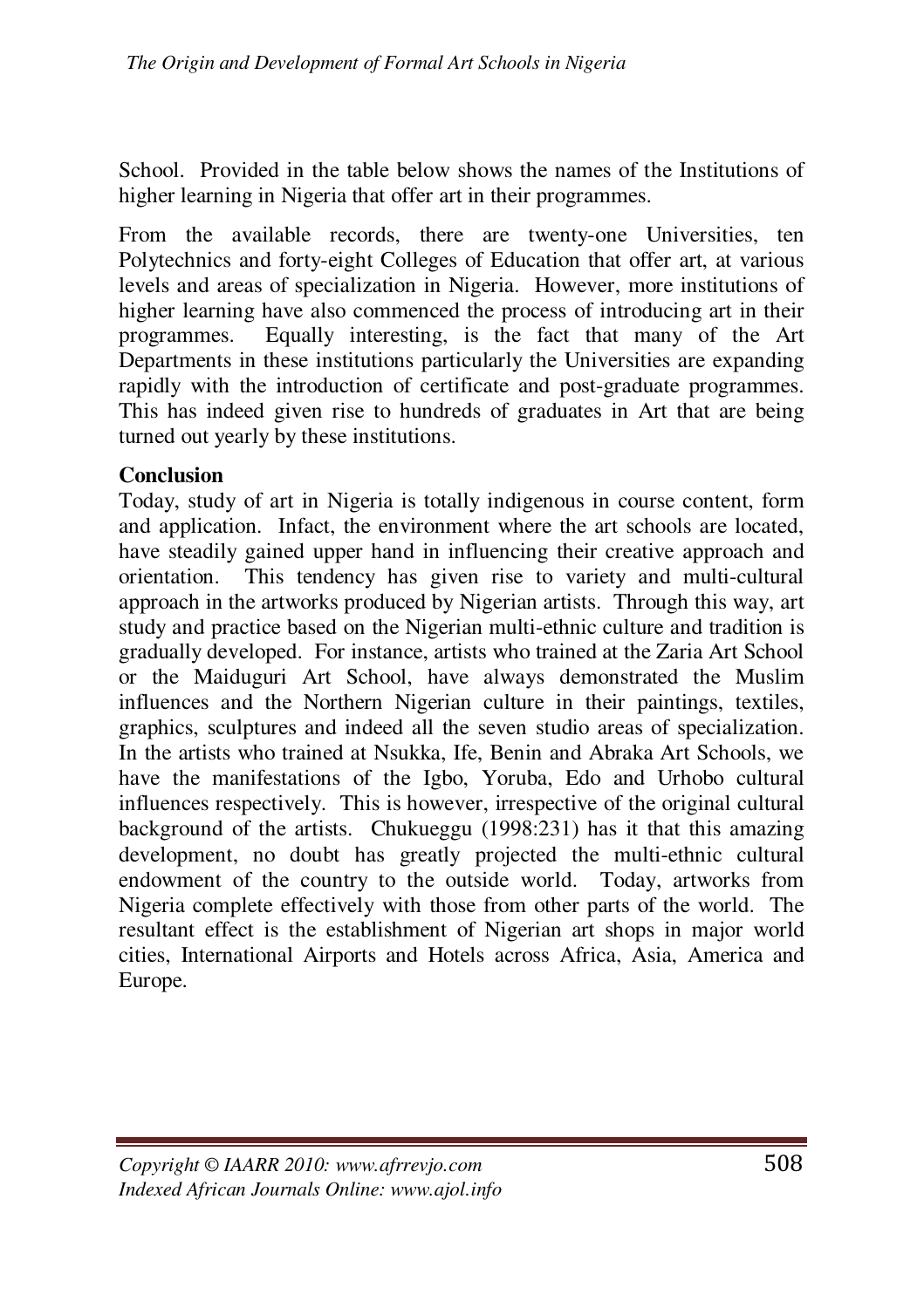School. Provided in the table below shows the names of the Institutions of higher learning in Nigeria that offer art in their programmes.

From the available records, there are twenty-one Universities, ten Polytechnics and forty-eight Colleges of Education that offer art, at various levels and areas of specialization in Nigeria. However, more institutions of higher learning have also commenced the process of introducing art in their programmes. Equally interesting, is the fact that many of the Art Departments in these institutions particularly the Universities are expanding rapidly with the introduction of certificate and post-graduate programmes. This has indeed given rise to hundreds of graduates in Art that are being turned out yearly by these institutions.

**Conclusion**

Today, study of art in Nigeria is totally indigenous in course content, form and application. Infact, the environment where the art schools are located, have steadily gained upper hand in influencing their creative approach and orientation. This tendency has given rise to variety and multi-cultural approach in the artworks produced by Nigerian artists. Through this way, art study and practice based on the Nigerian multi-ethnic culture and tradition is gradually developed. For instance, artists who trained at the Zaria Art School or the Maiduguri Art School, have always demonstrated the Muslim influences and the Northern Nigerian culture in their paintings, textiles, graphics, sculptures and indeed all the seven studio areas of specialization. In the artists who trained at Nsukka, Ife, Benin and Abraka Art Schools, we have the manifestations of the Igbo, Yoruba, Edo and Urhobo cultural influences respectively. This is however, irrespective of the original cultural background of the artists. Chukueggu (1998:231) has it that this amazing development, no doubt has greatly projected the multi-ethnic cultural endowment of the country to the outside world. Today, artworks from Nigeria complete effectively with those from other parts of the world. The resultant effect is the establishment of Nigerian art shops in major world cities, International Airports and Hotels across Africa, Asia, America and Europe.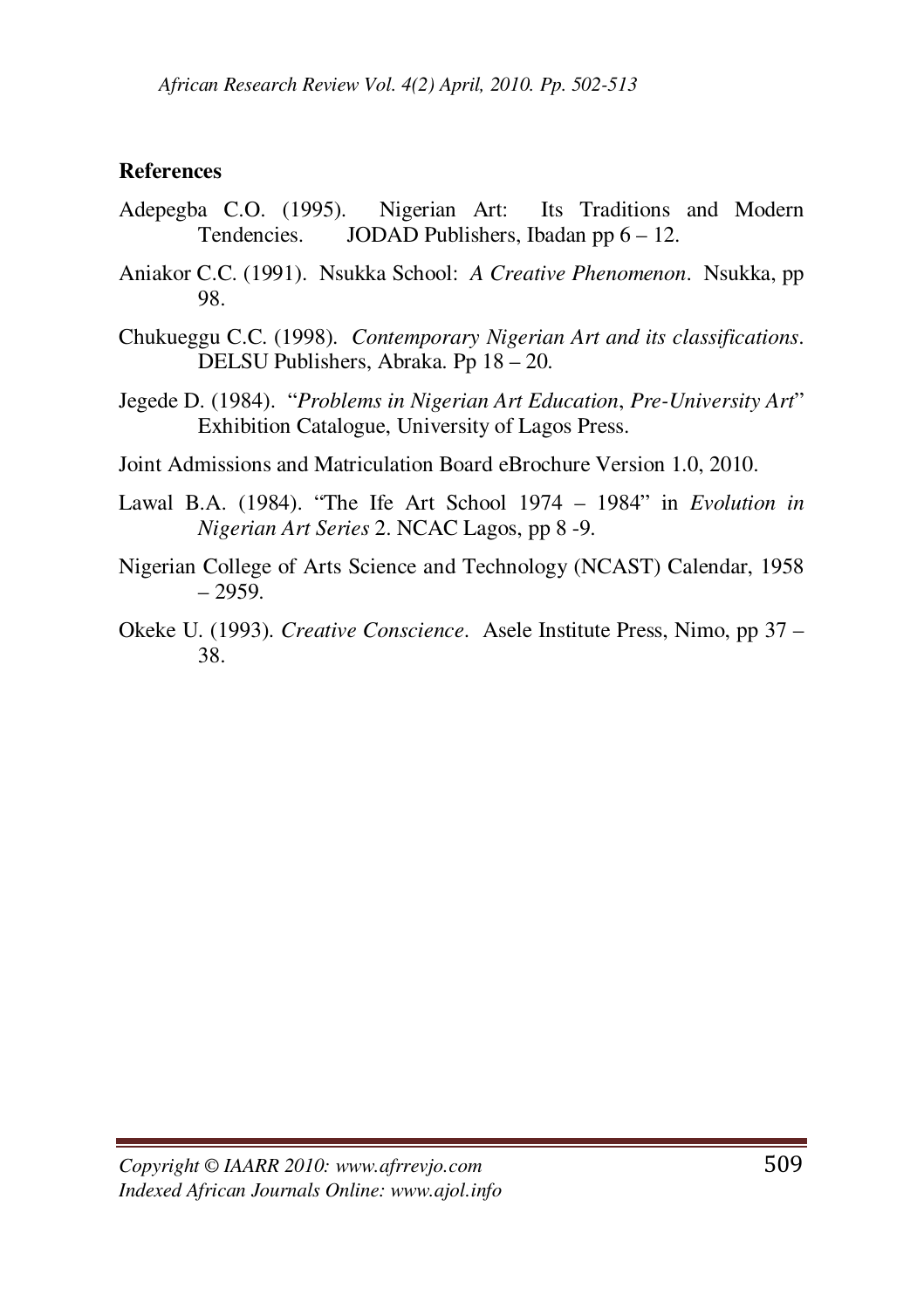## References

Adepegba C.O. (1995). Nigerian Art: Its Traditions and Modern Tendencies. JODAD Publishers, Ibadan pp 6 – 12.

Aniakor C.C. (1991). Nsukka School: *A Creative Phenomenon*. Nsukka, pp 98.

Chukueggu C.C. (1998). *Contemporary Nigerian Art and its classifications*. DELSU Publishers, Abraka. Pp 18 – 20.

Jegede D. (1984). "*Problems in Nigerian Art Education*, *Pre-University Art*" Exhibition Catalogue, University of Lagos Press.

Joint Admissions and Matriculation Board eBrochure Version 1.0, 2010.

Lawal B.A. (1984). "The Ife Art School 1974 – 1984" in *Evolution in Nigerian Art Series* 2. NCAC Lagos, pp 8 -9.

Nigerian College of Arts Science and Technology (NCAST) Calendar, 1958 – 2959.

Okeke U. (1993). *Creative Conscience*. Asele Institute Press, Nimo, pp 37 – 38.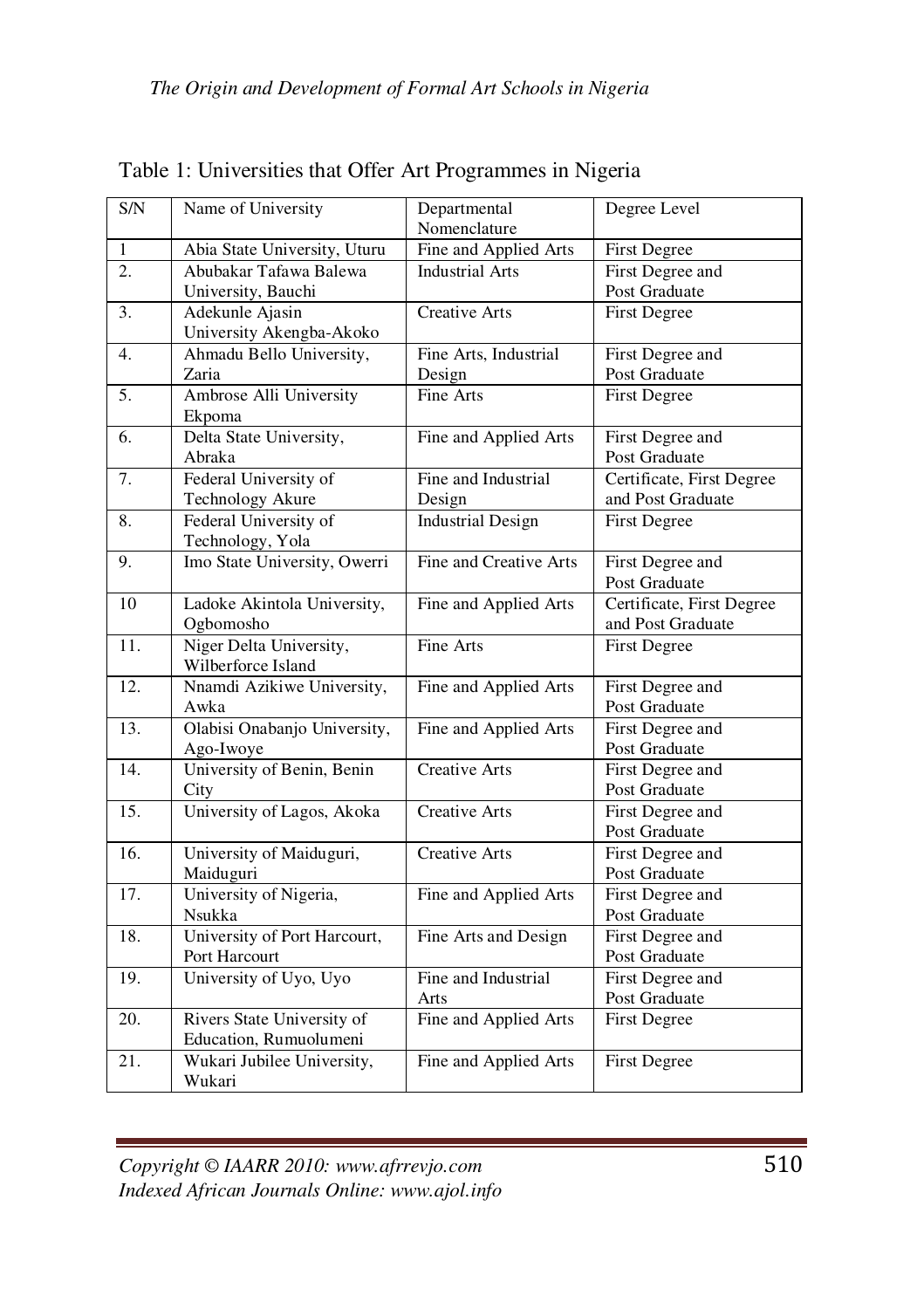Table 1: Universities that Offer Art Programmes in Nigeria

| S/N | Name of University | Departmental Nomenclature | Degree Level |
|---|---|---|---|
| 1 | Abia State University, Uturu | Fine and Applied Arts | First Degree |
| 2. | Abubakar Tafawa Balewa University, Bauchi | Industrial Arts | First Degree and Post Graduate |
| 3. | Adekunle Ajasin University Akengba-Akoko | Creative Arts | First Degree |
| 4. | Ahmadu Bello University, Zaria | Fine Arts, Industrial Design | First Degree and Post Graduate |
| 5. | Ambrose Alli University Ekpoma | Fine Arts | First Degree |
| 6. | Delta State University, Abraka | Fine and Applied Arts | First Degree and Post Graduate |
| 7. | Federal University of Technology Akure | Fine and Industrial Design | Certificate, First Degree and Post Graduate |
| 8. | Federal University of Technology, Yola | Industrial Design | First Degree |
| 9. | Imo State University, Owerri | Fine and Creative Arts | First Degree and Post Graduate |
| 10 | Ladoke Akintola University, Ogbomosho | Fine and Applied Arts | Certificate, First Degree and Post Graduate |
| 11. | Niger Delta University, Wilberforce Island | Fine Arts | First Degree |
| 12. | Nnamdi Azikiwe University, Awka | Fine and Applied Arts | First Degree and Post Graduate |
| 13. | Olabisi Onabanjo University, Ago-Iwoye | Fine and Applied Arts | First Degree and Post Graduate |
| 14. | University of Benin, Benin City | Creative Arts | First Degree and Post Graduate |
| 15. | University of Lagos, Akoka | Creative Arts | First Degree and Post Graduate |
| 16. | University of Maiduguri, Maiduguri | Creative Arts | First Degree and Post Graduate |
| 17. | University of Nigeria, Nsukka | Fine and Applied Arts | First Degree and Post Graduate |
| 18. | University of Port Harcourt, Port Harcourt | Fine Arts and Design | First Degree and Post Graduate |
| 19. | University of Uyo, Uyo | Fine and Industrial Arts | First Degree and Post Graduate |
| 20. | Rivers State University of Education, Rumuolumeni | Fine and Applied Arts | First Degree |
| 21. | Wukari Jubilee University, Wukari | Fine and Applied Arts | First Degree |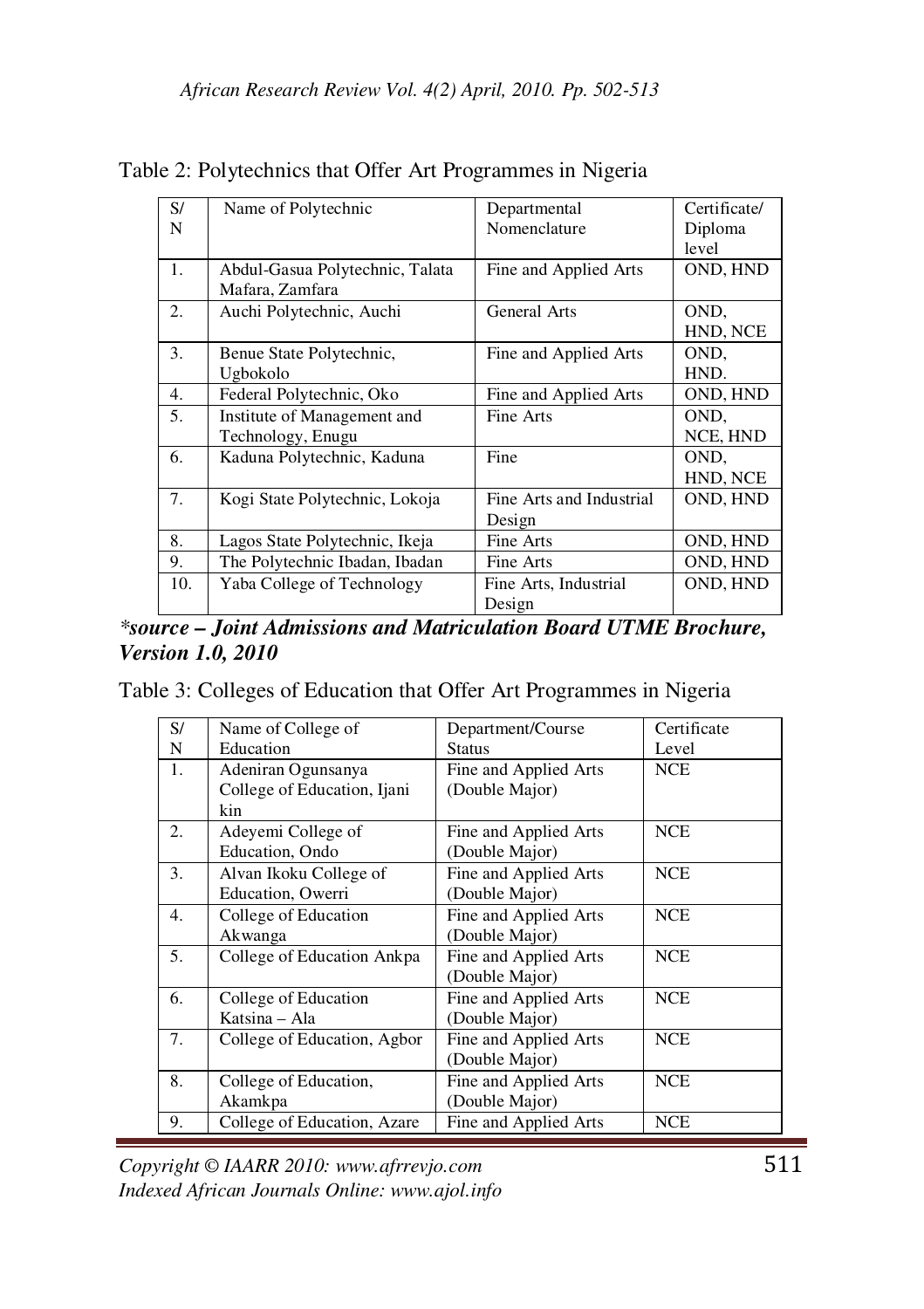Table 2: Polytechnics that Offer Art Programmes in Nigeria

| S/N | Name of Polytechnic | Departmental Nomenclature | Certificate/ Diploma level |
|---|---|---|---|
| 1. | Abdul-Gasua Polytechnic, Talata Mafara, Zamfara | Fine and Applied Arts | OND, HND |
| 2. | Auchi Polytechnic, Auchi | General Arts | OND, HND, NCE |
| 3. | Benue State Polytechnic, Ugbokolo | Fine and Applied Arts | OND, HND. |
| 4. | Federal Polytechnic, Oko | Fine and Applied Arts | OND, HND |
| 5. | Institute of Management and Technology, Enugu | Fine Arts | OND, NCE, HND |
| 6. | Kaduna Polytechnic, Kaduna | Fine | OND, HND, NCE |
| 7. | Kogi State Polytechnic, Lokoja | Fine Arts and Industrial Design | OND, HND |
| 8. | Lagos State Polytechnic, Ikeja | Fine Arts | OND, HND |
| 9. | The Polytechnic Ibadan, Ibadan | Fine Arts | OND, HND |
| 10. | Yaba College of Technology | Fine Arts, Industrial Design | OND, HND |

***source – Joint Admissions and Matriculation Board UTME Brochure, Version 1.0, 2010***

Table 3: Colleges of Education that Offer Art Programmes in Nigeria

| S/N | Name of College of Education | Department/Course Status | Certificate Level |
|---|---|---|---|
| 1. | Adeniran Ogunsanya College of Education, Ijani kin | Fine and Applied Arts (Double Major) | NCE |
| 2. | Adeyemi College of Education, Ondo | Fine and Applied Arts (Double Major) | NCE |
| 3. | Alvan Ikoku College of Education, Owerri | Fine and Applied Arts (Double Major) | NCE |
| 4. | College of Education Akwanga | Fine and Applied Arts (Double Major) | NCE |
| 5. | College of Education Ankpa | Fine and Applied Arts (Double Major) | NCE |
| 6. | College of Education Katsina – Ala | Fine and Applied Arts (Double Major) | NCE |
| 7. | College of Education, Agbor | Fine and Applied Arts (Double Major) | NCE |
| 8. | College of Education, Akamkpa | Fine and Applied Arts (Double Major) | NCE |
| 9. | College of Education, Azare | Fine and Applied Arts | NCE |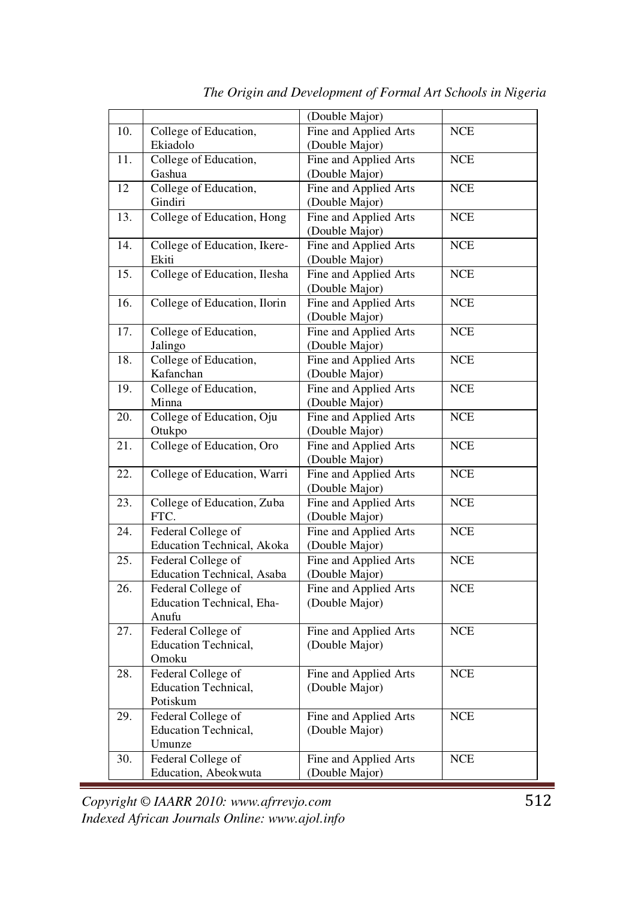| | | (Double Major) | |
|---|---|---|---|
| 10. | College of Education, Ekiadolo | Fine and Applied Arts (Double Major) | NCE |
| 11. | College of Education, Gashua | Fine and Applied Arts (Double Major) | NCE |
| 12 | College of Education, Gindiri | Fine and Applied Arts (Double Major) | NCE |
| 13. | College of Education, Hong | Fine and Applied Arts (Double Major) | NCE |
| 14. | College of Education, Ikere-Ekiti | Fine and Applied Arts (Double Major) | NCE |
| 15. | College of Education, Ilesha | Fine and Applied Arts (Double Major) | NCE |
| 16. | College of Education, Ilorin | Fine and Applied Arts (Double Major) | NCE |
| 17. | College of Education, Jalingo | Fine and Applied Arts (Double Major) | NCE |
| 18. | College of Education, Kafanchan | Fine and Applied Arts (Double Major) | NCE |
| 19. | College of Education, Minna | Fine and Applied Arts (Double Major) | NCE |
| 20. | College of Education, Oju Otukpo | Fine and Applied Arts (Double Major) | NCE |
| 21. | College of Education, Oro | Fine and Applied Arts (Double Major) | NCE |
| 22. | College of Education, Warri | Fine and Applied Arts (Double Major) | NCE |
| 23. | College of Education, Zuba FTC. | Fine and Applied Arts (Double Major) | NCE |
| 24. | Federal College of Education Technical, Akoka | Fine and Applied Arts (Double Major) | NCE |
| 25. | Federal College of Education Technical, Asaba | Fine and Applied Arts (Double Major) | NCE |
| 26. | Federal College of Education Technical, Eha-Anufu | Fine and Applied Arts (Double Major) | NCE |
| 27. | Federal College of Education Technical, Omoku | Fine and Applied Arts (Double Major) | NCE |
| 28. | Federal College of Education Technical, Potiskum | Fine and Applied Arts (Double Major) | NCE |
| 29. | Federal College of Education Technical, Umunze | Fine and Applied Arts (Double Major) | NCE |
| 30. | Federal College of Education, Abeokwuta | Fine and Applied Arts (Double Major) | NCE |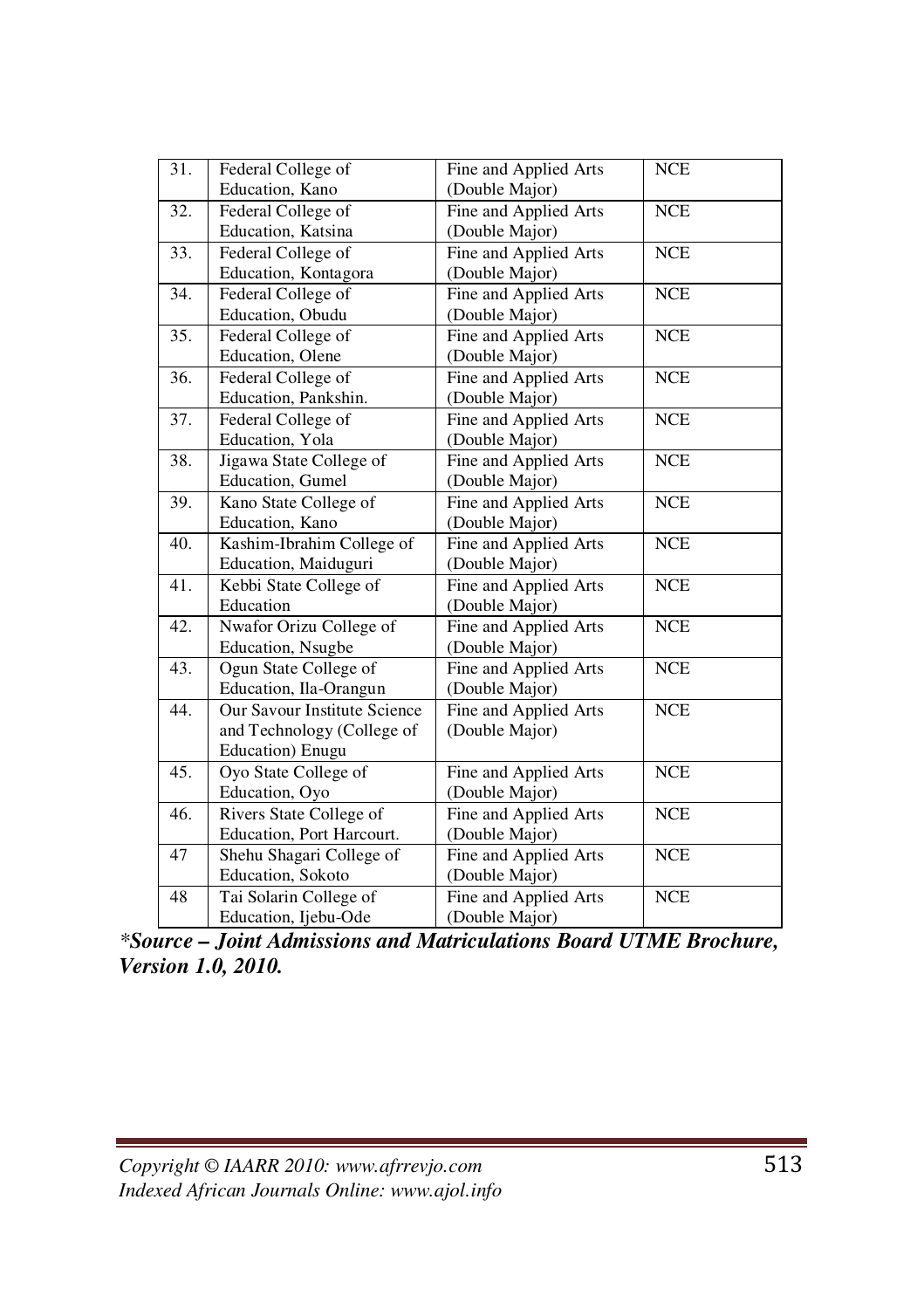| | | | |
|---|---|---|---|
| 31. | Federal College of Education, Kano | Fine and Applied Arts (Double Major) | NCE |
| 32. | Federal College of Education, Katsina | Fine and Applied Arts (Double Major) | NCE |
| 33. | Federal College of Education, Kontagora | Fine and Applied Arts (Double Major) | NCE |
| 34. | Federal College of Education, Obudu | Fine and Applied Arts (Double Major) | NCE |
| 35. | Federal College of Education, Olene | Fine and Applied Arts (Double Major) | NCE |
| 36. | Federal College of Education, Pankshin. | Fine and Applied Arts (Double Major) | NCE |
| 37. | Federal College of Education, Yola | Fine and Applied Arts (Double Major) | NCE |
| 38. | Jigawa State College of Education, Gumel | Fine and Applied Arts (Double Major) | NCE |
| 39. | Kano State College of Education, Kano | Fine and Applied Arts (Double Major) | NCE |
| 40. | Kashim-Ibrahim College of Education, Maiduguri | Fine and Applied Arts (Double Major) | NCE |
| 41. | Kebbi State College of Education | Fine and Applied Arts (Double Major) | NCE |
| 42. | Nwafor Orizu College of Education, Nsugbe | Fine and Applied Arts (Double Major) | NCE |
| 43. | Ogun State College of Education, Ila-Orangun | Fine and Applied Arts (Double Major) | NCE |
| 44. | Our Savour Institute Science and Technology (College of Education) Enugu | Fine and Applied Arts (Double Major) | NCE |
| 45. | Oyo State College of Education, Oyo | Fine and Applied Arts (Double Major) | NCE |
| 46. | Rivers State College of Education, Port Harcourt. | Fine and Applied Arts (Double Major) | NCE |
| 47 | Shehu Shagari College of Education, Sokoto | Fine and Applied Arts (Double Major) | NCE |
| 48 | Tai Solarin College of Education, Ijebu-Ode | Fine and Applied Arts (Double Major) | NCE |

***Source – Joint Admissions and Matriculations Board UTME Brochure, Version 1.0, 2010.***